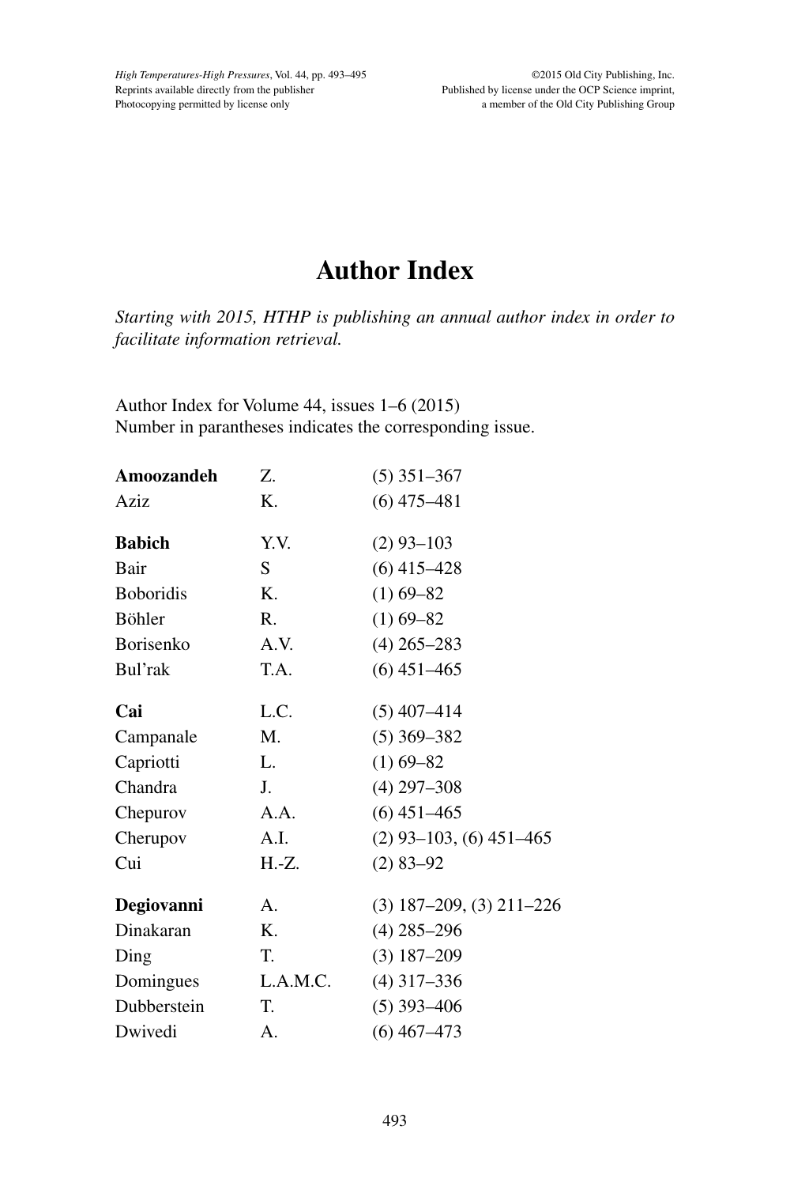# Author Index

*Starting with 2015, HTHP is publishing an annual author index in order to facilitate information retrieval.*

Author Index for Volume 44, issues 1–6 (2015)
Number in parantheses indicates the corresponding issue.

| | | |
|---|---|---|
| **Amoozandeh** | Z. | (5) 351–367 |
| Aziz | K. | (6) 475–481 |
| **Babich** | Y.V. | (2) 93–103 |
| Bair | S | (6) 415–428 |
| Boboridis | K. | (1) 69–82 |
| Böhler | R. | (1) 69–82 |
| Borisenko | A.V. | (4) 265–283 |
| Bul'rak | T.A. | (6) 451–465 |
| **Cai** | L.C. | (5) 407–414 |
| Campanale | M. | (5) 369–382 |
| Capriotti | L. | (1) 69–82 |
| Chandra | J. | (4) 297–308 |
| Chepurov | A.A. | (6) 451–465 |
| Cherupov | A.I. | (2) 93–103, (6) 451–465 |
| Cui | H.-Z. | (2) 83–92 |
| **Degiovanni** | A. | (3) 187–209, (3) 211–226 |
| Dinakaran | K. | (4) 285–296 |
| Ding | T. | (3) 187–209 |
| Domingues | L.A.M.C. | (4) 317–336 |
| Dubberstein | T. | (5) 393–406 |
| Dwivedi | A. | (6) 467–473 |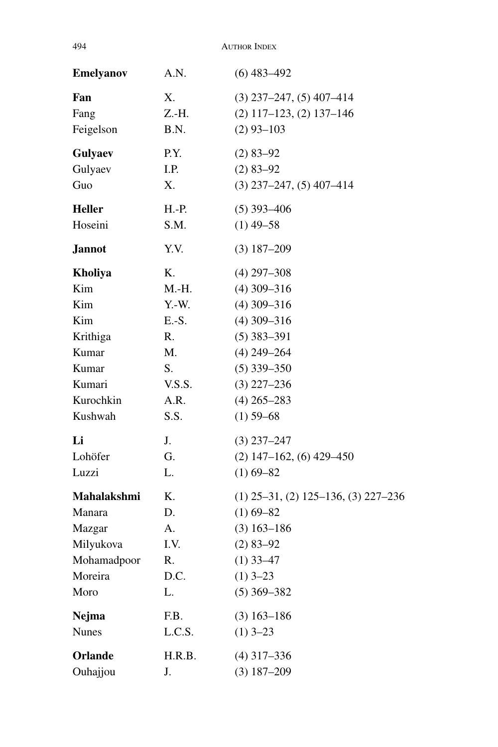**Emelyanov** A.N. (6) 483–492

**Fan** X. (3) 237–247, (5) 407–414
Fang Z.-H. (2) 117–123, (2) 137–146
Feigelson B.N. (2) 93–103

**Gulyaev** P.Y. (2) 83–92
Gulyaev I.P. (2) 83–92
Guo X. (3) 237–247, (5) 407–414

**Heller** H.-P. (5) 393–406
Hoseini S.M. (1) 49–58

**Jannot** Y.V. (3) 187–209

**Kholiya** K. (4) 297–308
Kim M.-H. (4) 309–316
Kim Y.-W. (4) 309–316
Kim E.-S. (4) 309–316
Krithiga R. (5) 383–391
Kumar M. (4) 249–264
Kumar S. (5) 339–350
Kumari V.S.S. (3) 227–236
Kurochkin A.R. (4) 265–283
Kushwah S.S. (1) 59–68

**Li** J. (3) 237–247
Lohöfer G. (2) 147–162, (6) 429–450
Luzzi L. (1) 69–82

**Mahalakshmi** K. (1) 25–31, (2) 125–136, (3) 227–236
Manara D. (1) 69–82
Mazgar A. (3) 163–186
Milyukova I.V. (2) 83–92
Mohamadpoor R. (1) 33–47
Moreira D.C. (1) 3–23
Moro L. (5) 369–382

**Nejma** F.B. (3) 163–186
Nunes L.C.S. (1) 3–23

**Orlande** H.R.B. (4) 317–336
Ouhajjou J. (3) 187–209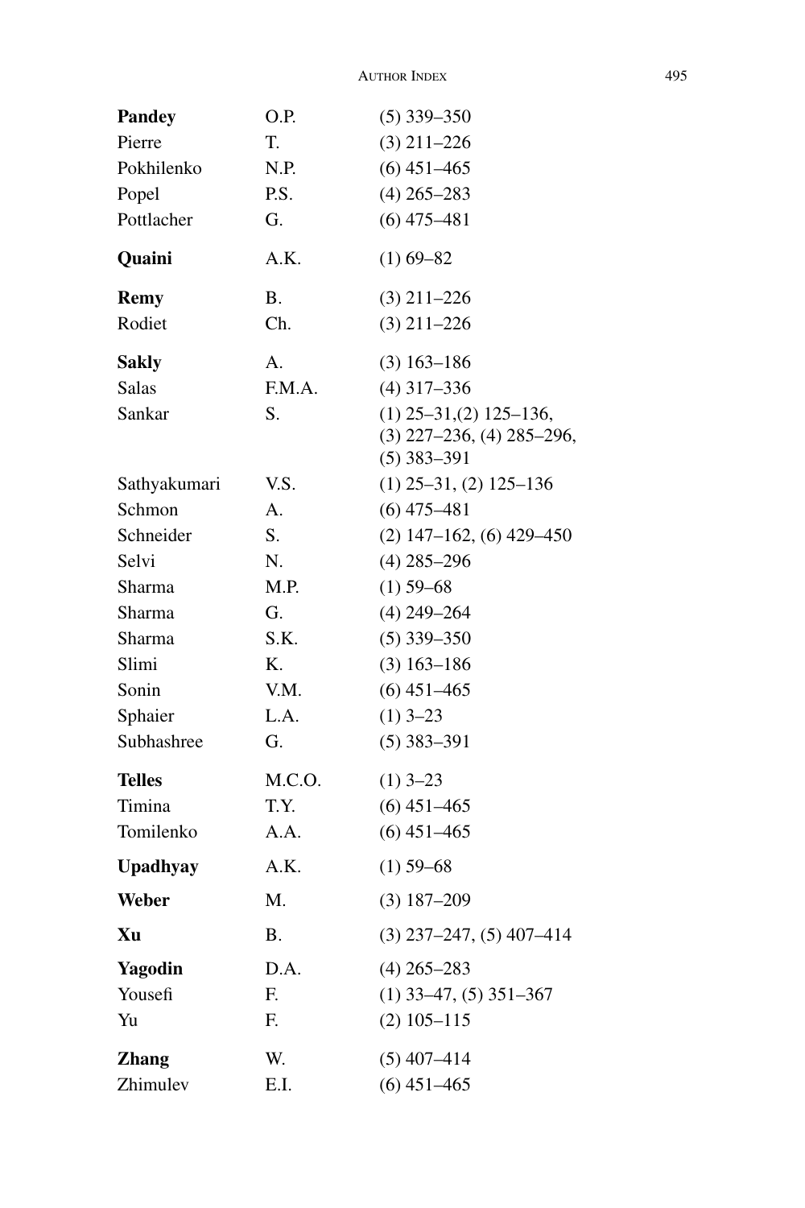| | | |
|---|---|---|
| **Pandey** | O.P. | (5) 339–350 |
| Pierre | T. | (3) 211–226 |
| Pokhilenko | N.P. | (6) 451–465 |
| Popel | P.S. | (4) 265–283 |
| Pottlacher | G. | (6) 475–481 |
| **Quaini** | A.K. | (1) 69–82 |
| **Remy** | B. | (3) 211–226 |
| Rodiet | Ch. | (3) 211–226 |
| **Sakly** | A. | (3) 163–186 |
| Salas | F.M.A. | (4) 317–336 |
| Sankar | S. | (1) 25–31,(2) 125–136, (3) 227–236, (4) 285–296, (5) 383–391 |
| Sathyakumari | V.S. | (1) 25–31, (2) 125–136 |
| Schmon | A. | (6) 475–481 |
| Schneider | S. | (2) 147–162, (6) 429–450 |
| Selvi | N. | (4) 285–296 |
| Sharma | M.P. | (1) 59–68 |
| Sharma | G. | (4) 249–264 |
| Sharma | S.K. | (5) 339–350 |
| Slimi | K. | (3) 163–186 |
| Sonin | V.M. | (6) 451–465 |
| Sphaier | L.A. | (1) 3–23 |
| Subhashree | G. | (5) 383–391 |
| **Telles** | M.C.O. | (1) 3–23 |
| Timina | T.Y. | (6) 451–465 |
| Tomilenko | A.A. | (6) 451–465 |
| **Upadhyay** | A.K. | (1) 59–68 |
| **Weber** | M. | (3) 187–209 |
| **Xu** | B. | (3) 237–247, (5) 407–414 |
| **Yagodin** | D.A. | (4) 265–283 |
| Yousefi | F. | (1) 33–47, (5) 351–367 |
| Yu | F. | (2) 105–115 |
| **Zhang** | W. | (5) 407–414 |
| Zhimulev | E.I. | (6) 451–465 |